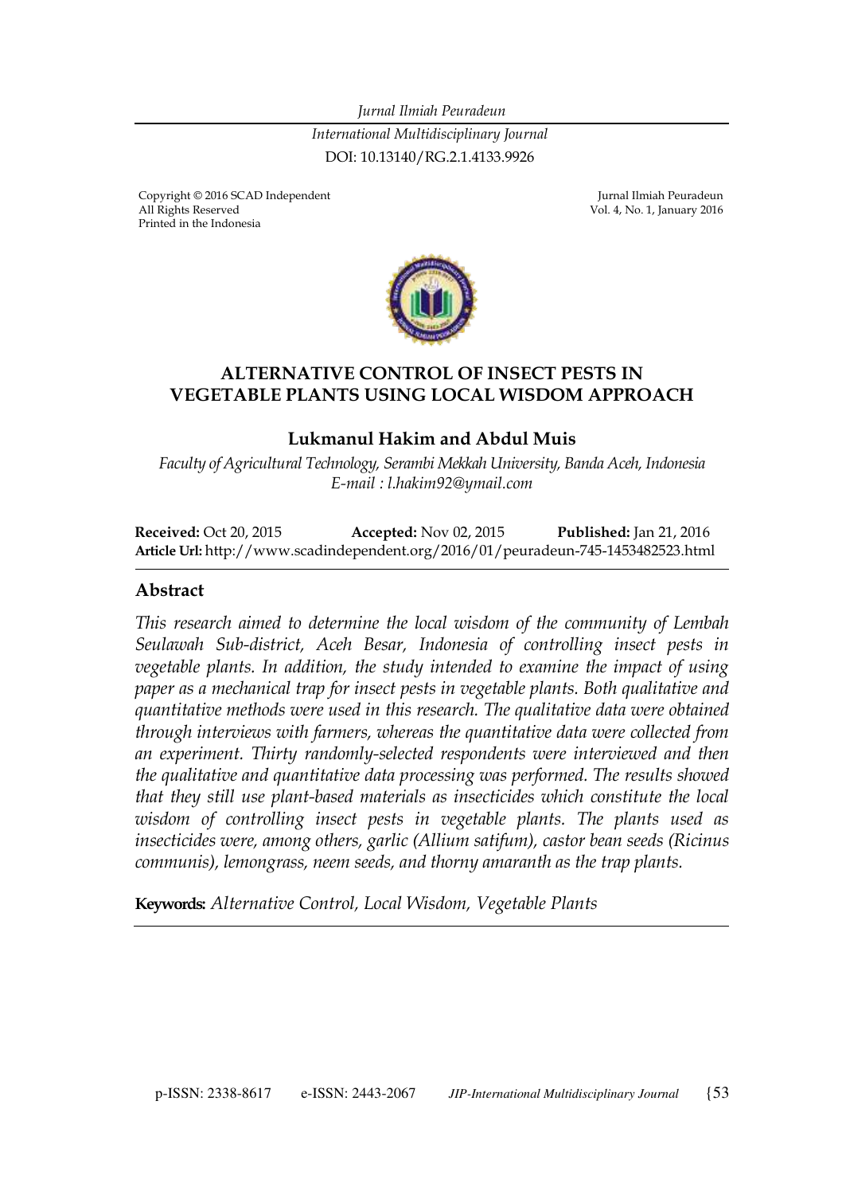*Jurnal Ilmiah Peuradeun*

*International Multidisciplinary Journal*

DOI: 10.13140/RG.2.1.4133.9926

Copyright © 2016 SCAD Independent
All Rights Reserved
Printed in the Indonesia

Jurnal Ilmiah Peuradeun
Vol. 4, No. 1, January 2016

# ALTERNATIVE CONTROL OF INSECT PESTS IN VEGETABLE PLANTS USING LOCAL WISDOM APPROACH

**Lukmanul Hakim and Abdul Muis**

*Faculty of Agricultural Technology, Serambi Mekkah University, Banda Aceh, Indonesia*
*E-mail : l.hakim92@ymail.com*

**Received:** Oct 20, 2015 **Accepted:** Nov 02, 2015 **Published:** Jan 21, 2016

**Article Url:** http://www.scadindependent.org/2016/01/peuradeun-745-1453482523.html

## Abstract

*This research aimed to determine the local wisdom of the community of Lembah Seulawah Sub-district, Aceh Besar, Indonesia of controlling insect pests in vegetable plants. In addition, the study intended to examine the impact of using paper as a mechanical trap for insect pests in vegetable plants. Both qualitative and quantitative methods were used in this research. The qualitative data were obtained through interviews with farmers, whereas the quantitative data were collected from an experiment. Thirty randomly-selected respondents were interviewed and then the qualitative and quantitative data processing was performed. The results showed that they still use plant-based materials as insecticides which constitute the local wisdom of controlling insect pests in vegetable plants. The plants used as insecticides were, among others, garlic (Allium satifum), castor bean seeds (Ricinus communis), lemongrass, neem seeds, and thorny amaranth as the trap plants.*

**Keywords:** *Alternative Control, Local Wisdom, Vegetable Plants*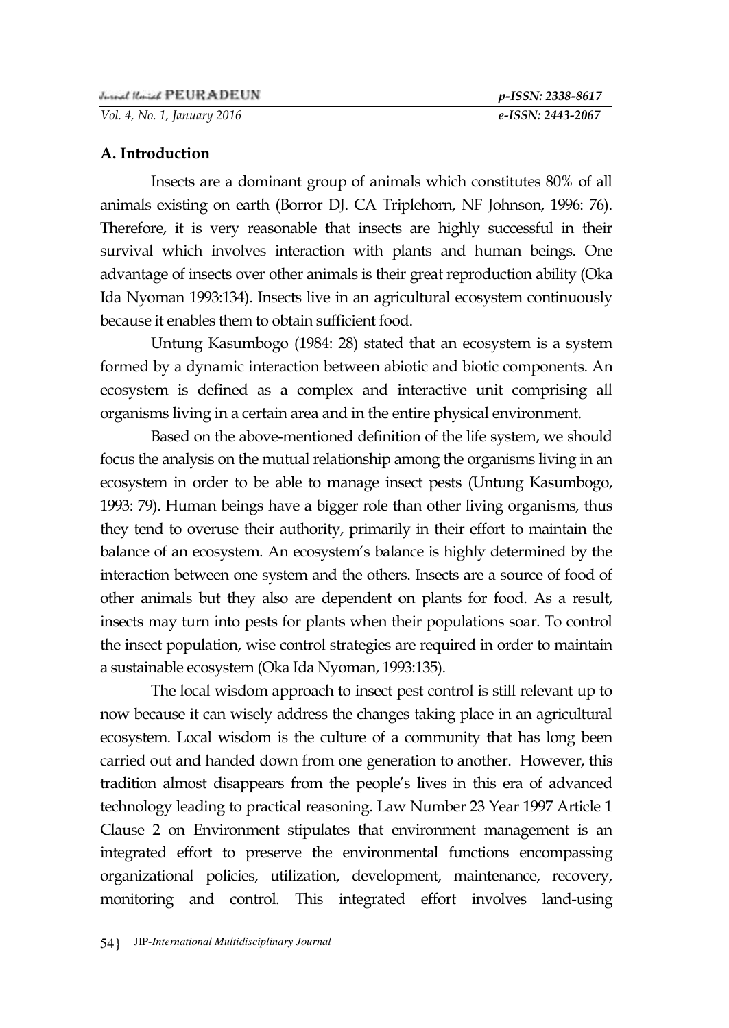## A. Introduction

Insects are a dominant group of animals which constitutes 80% of all animals existing on earth (Borror DJ. CA Triplehorn, NF Johnson, 1996: 76). Therefore, it is very reasonable that insects are highly successful in their survival which involves interaction with plants and human beings. One advantage of insects over other animals is their great reproduction ability (Oka Ida Nyoman 1993:134). Insects live in an agricultural ecosystem continuously because it enables them to obtain sufficient food.

Untung Kasumbogo (1984: 28) stated that an ecosystem is a system formed by a dynamic interaction between abiotic and biotic components. An ecosystem is defined as a complex and interactive unit comprising all organisms living in a certain area and in the entire physical environment.

Based on the above-mentioned definition of the life system, we should focus the analysis on the mutual relationship among the organisms living in an ecosystem in order to be able to manage insect pests (Untung Kasumbogo, 1993: 79). Human beings have a bigger role than other living organisms, thus they tend to overuse their authority, primarily in their effort to maintain the balance of an ecosystem. An ecosystem's balance is highly determined by the interaction between one system and the others. Insects are a source of food of other animals but they also are dependent on plants for food. As a result, insects may turn into pests for plants when their populations soar. To control the insect population, wise control strategies are required in order to maintain a sustainable ecosystem (Oka Ida Nyoman, 1993:135).

The local wisdom approach to insect pest control is still relevant up to now because it can wisely address the changes taking place in an agricultural ecosystem. Local wisdom is the culture of a community that has long been carried out and handed down from one generation to another. However, this tradition almost disappears from the people's lives in this era of advanced technology leading to practical reasoning. Law Number 23 Year 1997 Article 1 Clause 2 on Environment stipulates that environment management is an integrated effort to preserve the environmental functions encompassing organizational policies, utilization, development, maintenance, recovery, monitoring and control. This integrated effort involves land-using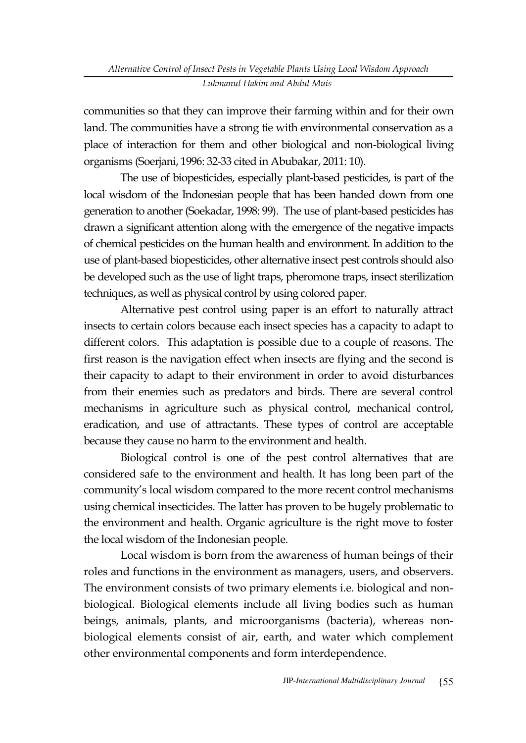communities so that they can improve their farming within and for their own land. The communities have a strong tie with environmental conservation as a place of interaction for them and other biological and non-biological living organisms (Soerjani, 1996: 32-33 cited in Abubakar, 2011: 10).

The use of biopesticides, especially plant-based pesticides, is part of the local wisdom of the Indonesian people that has been handed down from one generation to another (Soekadar, 1998: 99). The use of plant-based pesticides has drawn a significant attention along with the emergence of the negative impacts of chemical pesticides on the human health and environment. In addition to the use of plant-based biopesticides, other alternative insect pest controls should also be developed such as the use of light traps, pheromone traps, insect sterilization techniques, as well as physical control by using colored paper.

Alternative pest control using paper is an effort to naturally attract insects to certain colors because each insect species has a capacity to adapt to different colors. This adaptation is possible due to a couple of reasons. The first reason is the navigation effect when insects are flying and the second is their capacity to adapt to their environment in order to avoid disturbances from their enemies such as predators and birds. There are several control mechanisms in agriculture such as physical control, mechanical control, eradication, and use of attractants. These types of control are acceptable because they cause no harm to the environment and health.

Biological control is one of the pest control alternatives that are considered safe to the environment and health. It has long been part of the community's local wisdom compared to the more recent control mechanisms using chemical insecticides. The latter has proven to be hugely problematic to the environment and health. Organic agriculture is the right move to foster the local wisdom of the Indonesian people.

Local wisdom is born from the awareness of human beings of their roles and functions in the environment as managers, users, and observers. The environment consists of two primary elements i.e. biological and non-biological. Biological elements include all living bodies such as human beings, animals, plants, and microorganisms (bacteria), whereas non-biological elements consist of air, earth, and water which complement other environmental components and form interdependence.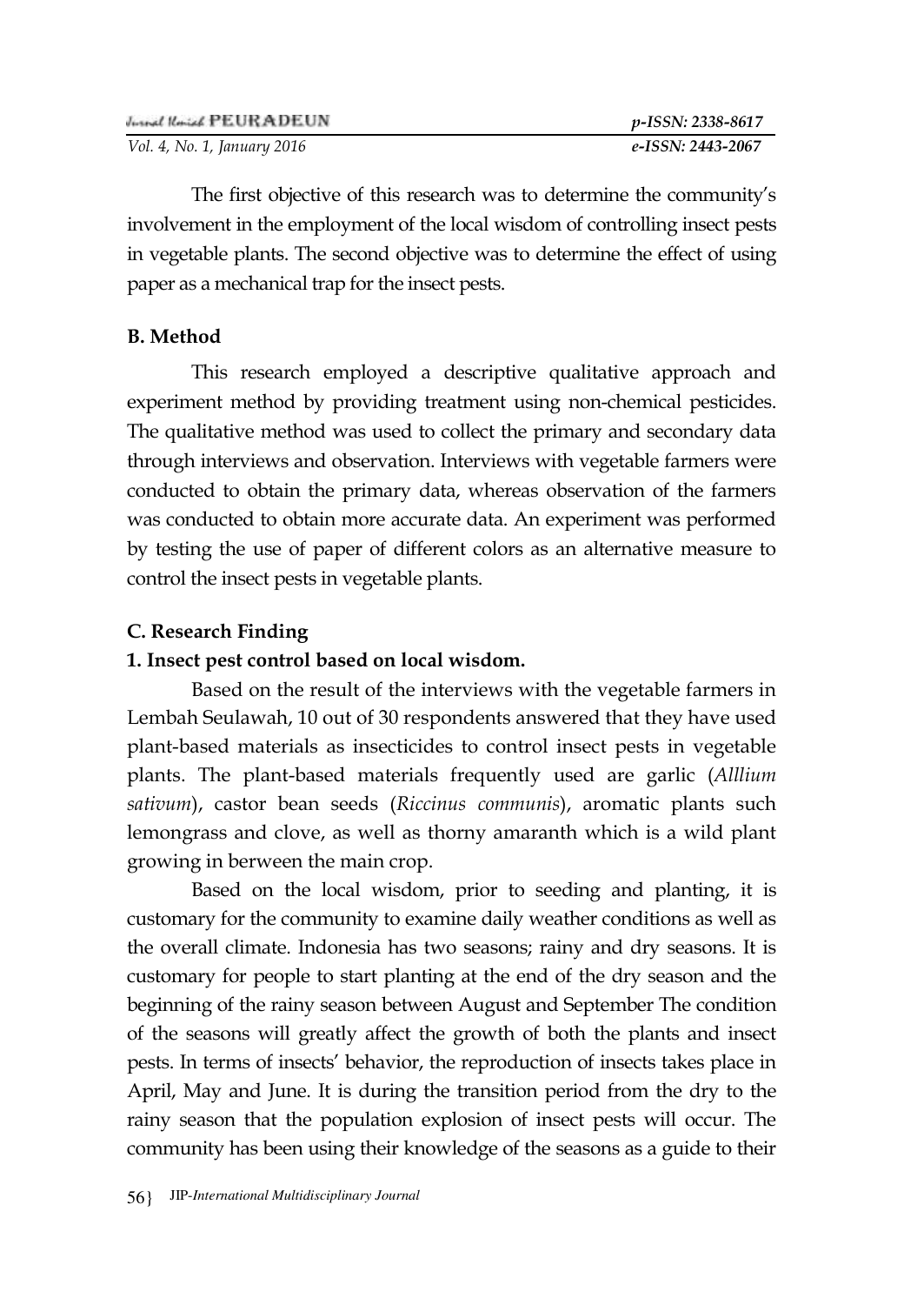The first objective of this research was to determine the community's involvement in the employment of the local wisdom of controlling insect pests in vegetable plants. The second objective was to determine the effect of using paper as a mechanical trap for the insect pests.

## B. Method

This research employed a descriptive qualitative approach and experiment method by providing treatment using non-chemical pesticides. The qualitative method was used to collect the primary and secondary data through interviews and observation. Interviews with vegetable farmers were conducted to obtain the primary data, whereas observation of the farmers was conducted to obtain more accurate data. An experiment was performed by testing the use of paper of different colors as an alternative measure to control the insect pests in vegetable plants.

## C. Research Finding

### 1. Insect pest control based on local wisdom.

Based on the result of the interviews with the vegetable farmers in Lembah Seulawah, 10 out of 30 respondents answered that they have used plant-based materials as insecticides to control insect pests in vegetable plants. The plant-based materials frequently used are garlic (*Alllium sativum*), castor bean seeds (*Riccinus communis*), aromatic plants such lemongrass and clove, as well as thorny amaranth which is a wild plant growing in berween the main crop.

Based on the local wisdom, prior to seeding and planting, it is customary for the community to examine daily weather conditions as well as the overall climate. Indonesia has two seasons; rainy and dry seasons. It is customary for people to start planting at the end of the dry season and the beginning of the rainy season between August and September The condition of the seasons will greatly affect the growth of both the plants and insect pests. In terms of insects' behavior, the reproduction of insects takes place in April, May and June. It is during the transition period from the dry to the rainy season that the population explosion of insect pests will occur. The community has been using their knowledge of the seasons as a guide to their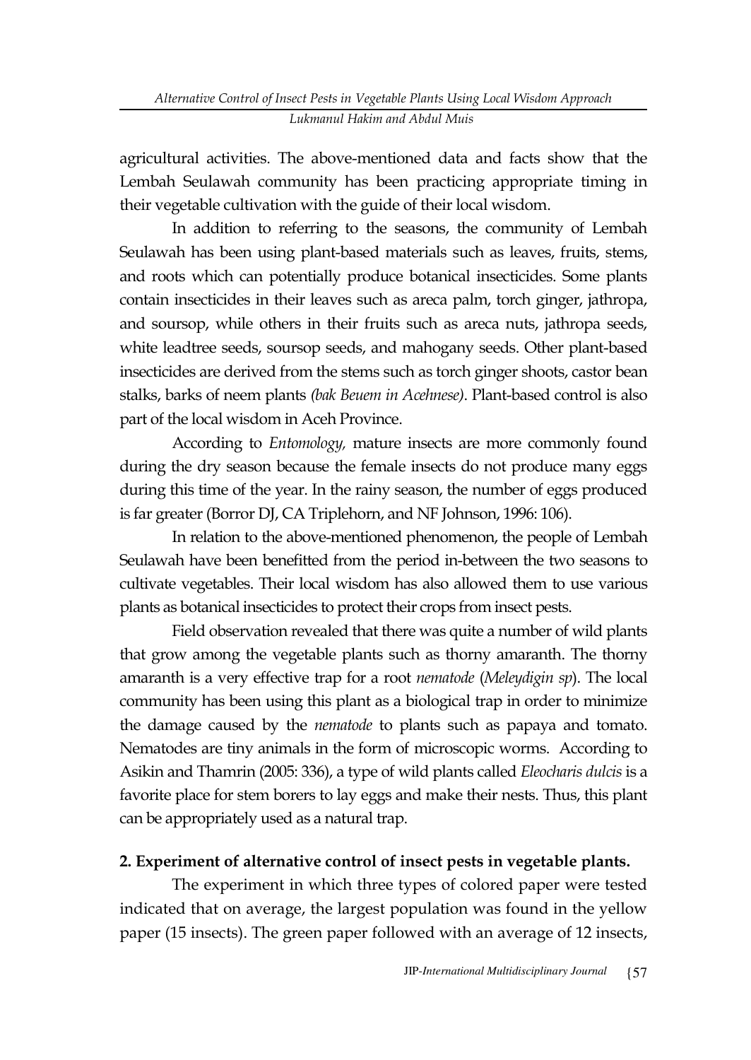agricultural activities. The above-mentioned data and facts show that the Lembah Seulawah community has been practicing appropriate timing in their vegetable cultivation with the guide of their local wisdom.

In addition to referring to the seasons, the community of Lembah Seulawah has been using plant-based materials such as leaves, fruits, stems, and roots which can potentially produce botanical insecticides. Some plants contain insecticides in their leaves such as areca palm, torch ginger, jathropa, and soursop, while others in their fruits such as areca nuts, jathropa seeds, white leadtree seeds, soursop seeds, and mahogany seeds. Other plant-based insecticides are derived from the stems such as torch ginger shoots, castor bean stalks, barks of neem plants *(bak Beuem in Acehnese)*. Plant-based control is also part of the local wisdom in Aceh Province.

According to *Entomology,* mature insects are more commonly found during the dry season because the female insects do not produce many eggs during this time of the year. In the rainy season, the number of eggs produced is far greater (Borror DJ, CA Triplehorn, and NF Johnson, 1996: 106).

In relation to the above-mentioned phenomenon, the people of Lembah Seulawah have been benefitted from the period in-between the two seasons to cultivate vegetables. Their local wisdom has also allowed them to use various plants as botanical insecticides to protect their crops from insect pests.

Field observation revealed that there was quite a number of wild plants that grow among the vegetable plants such as thorny amaranth. The thorny amaranth is a very effective trap for a root *nematode* (*Meleydigin sp*). The local community has been using this plant as a biological trap in order to minimize the damage caused by the *nematode* to plants such as papaya and tomato. Nematodes are tiny animals in the form of microscopic worms. According to Asikin and Thamrin (2005: 336), a type of wild plants called *Eleocharis dulcis* is a favorite place for stem borers to lay eggs and make their nests. Thus, this plant can be appropriately used as a natural trap.

**2. Experiment of alternative control of insect pests in vegetable plants.**

The experiment in which three types of colored paper were tested indicated that on average, the largest population was found in the yellow paper (15 insects). The green paper followed with an average of 12 insects,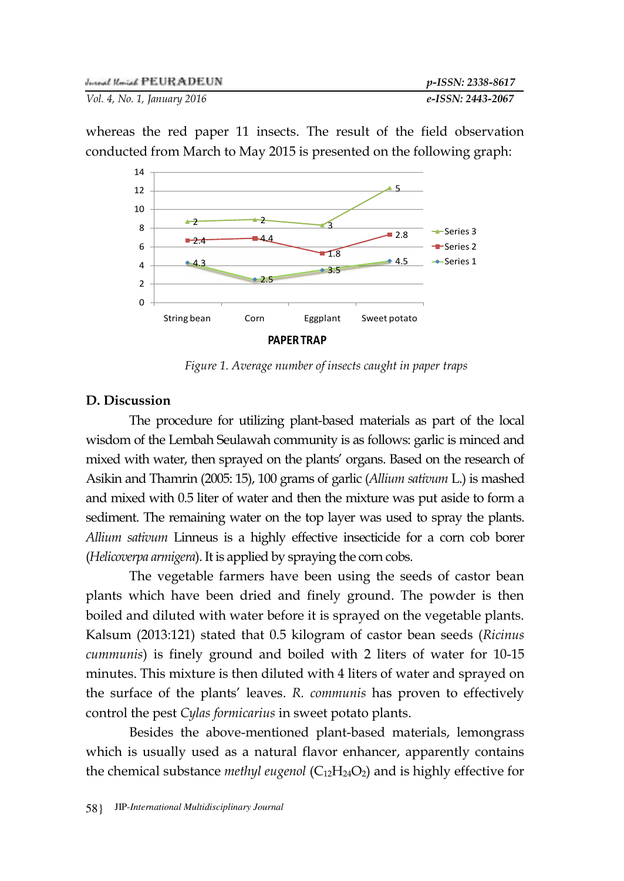whereas the red paper 11 insects. The result of the field observation conducted from March to May 2015 is presented on the following graph:

*Figure 1. Average number of insects caught in paper traps*

## D. Discussion

The procedure for utilizing plant-based materials as part of the local wisdom of the Lembah Seulawah community is as follows: garlic is minced and mixed with water, then sprayed on the plants' organs. Based on the research of Asikin and Thamrin (2005: 15), 100 grams of garlic (*Allium sativum* L.) is mashed and mixed with 0.5 liter of water and then the mixture was put aside to form a sediment. The remaining water on the top layer was used to spray the plants. *Allium sativum* Linneus is a highly effective insecticide for a corn cob borer (*Helicoverpa armigera*). It is applied by spraying the corn cobs.

The vegetable farmers have been using the seeds of castor bean plants which have been dried and finely ground. The powder is then boiled and diluted with water before it is sprayed on the vegetable plants. Kalsum (2013:121) stated that 0.5 kilogram of castor bean seeds (*Ricinus cummunis*) is finely ground and boiled with 2 liters of water for 10-15 minutes. This mixture is then diluted with 4 liters of water and sprayed on the surface of the plants' leaves. *R. communis* has proven to effectively control the pest *Cylas formicarius* in sweet potato plants.

Besides the above-mentioned plant-based materials, lemongrass which is usually used as a natural flavor enhancer, apparently contains the chemical substance *methyl eugenol* ($C_{12}H_{24}O_2$) and is highly effective for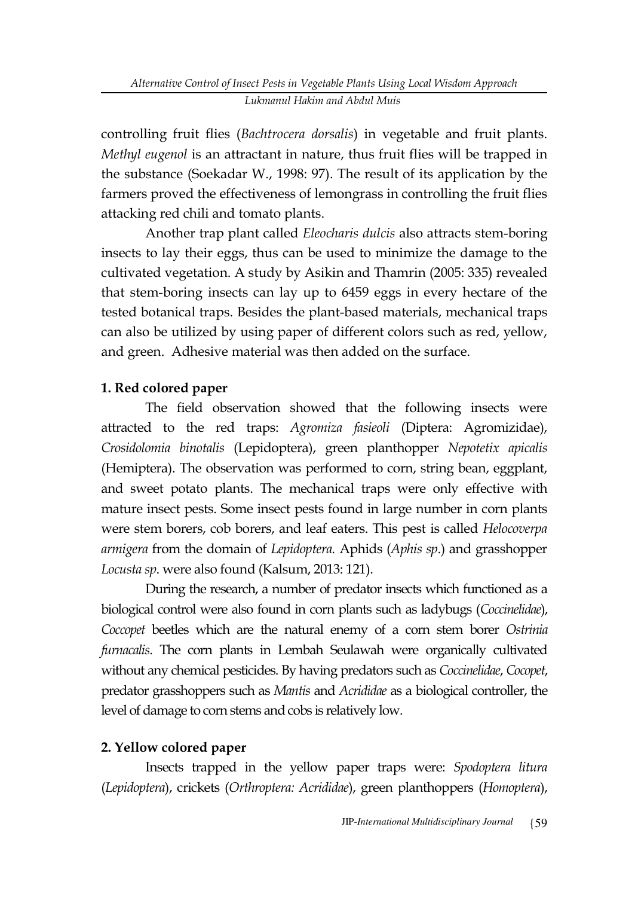controlling fruit flies (*Bachtrocera dorsalis*) in vegetable and fruit plants. *Methyl eugenol* is an attractant in nature, thus fruit flies will be trapped in the substance (Soekadar W., 1998: 97). The result of its application by the farmers proved the effectiveness of lemongrass in controlling the fruit flies attacking red chili and tomato plants.

Another trap plant called *Eleocharis dulcis* also attracts stem-boring insects to lay their eggs, thus can be used to minimize the damage to the cultivated vegetation. A study by Asikin and Thamrin (2005: 335) revealed that stem-boring insects can lay up to 6459 eggs in every hectare of the tested botanical traps. Besides the plant-based materials, mechanical traps can also be utilized by using paper of different colors such as red, yellow, and green. Adhesive material was then added on the surface.

**1. Red colored paper**

The field observation showed that the following insects were attracted to the red traps: *Agromiza fasieoli* (Diptera: Agromizidae), *Crosidolomia binotalis* (Lepidoptera), green planthopper *Nepotetix apicalis* (Hemiptera). The observation was performed to corn, string bean, eggplant, and sweet potato plants. The mechanical traps were only effective with mature insect pests. Some insect pests found in large number in corn plants were stem borers, cob borers, and leaf eaters. This pest is called *Helocoverpa armigera* from the domain of *Lepidoptera.* Aphids (*Aphis sp*.) and grasshopper *Locusta sp*. were also found (Kalsum, 2013: 121).

During the research, a number of predator insects which functioned as a biological control were also found in corn plants such as ladybugs (*Coccinelidae*), *Coccopet* beetles which are the natural enemy of a corn stem borer *Ostrinia furnacalis*. The corn plants in Lembah Seulawah were organically cultivated without any chemical pesticides. By having predators such as *Coccinelidae*, *Cocopet*, predator grasshoppers such as *Mantis* and *Acrididae* as a biological controller, the level of damage to corn stems and cobs is relatively low.

**2. Yellow colored paper**

Insects trapped in the yellow paper traps were: *Spodoptera litura* (*Lepidoptera*), crickets (*Orthroptera: Acrididae*), green planthoppers (*Homoptera*),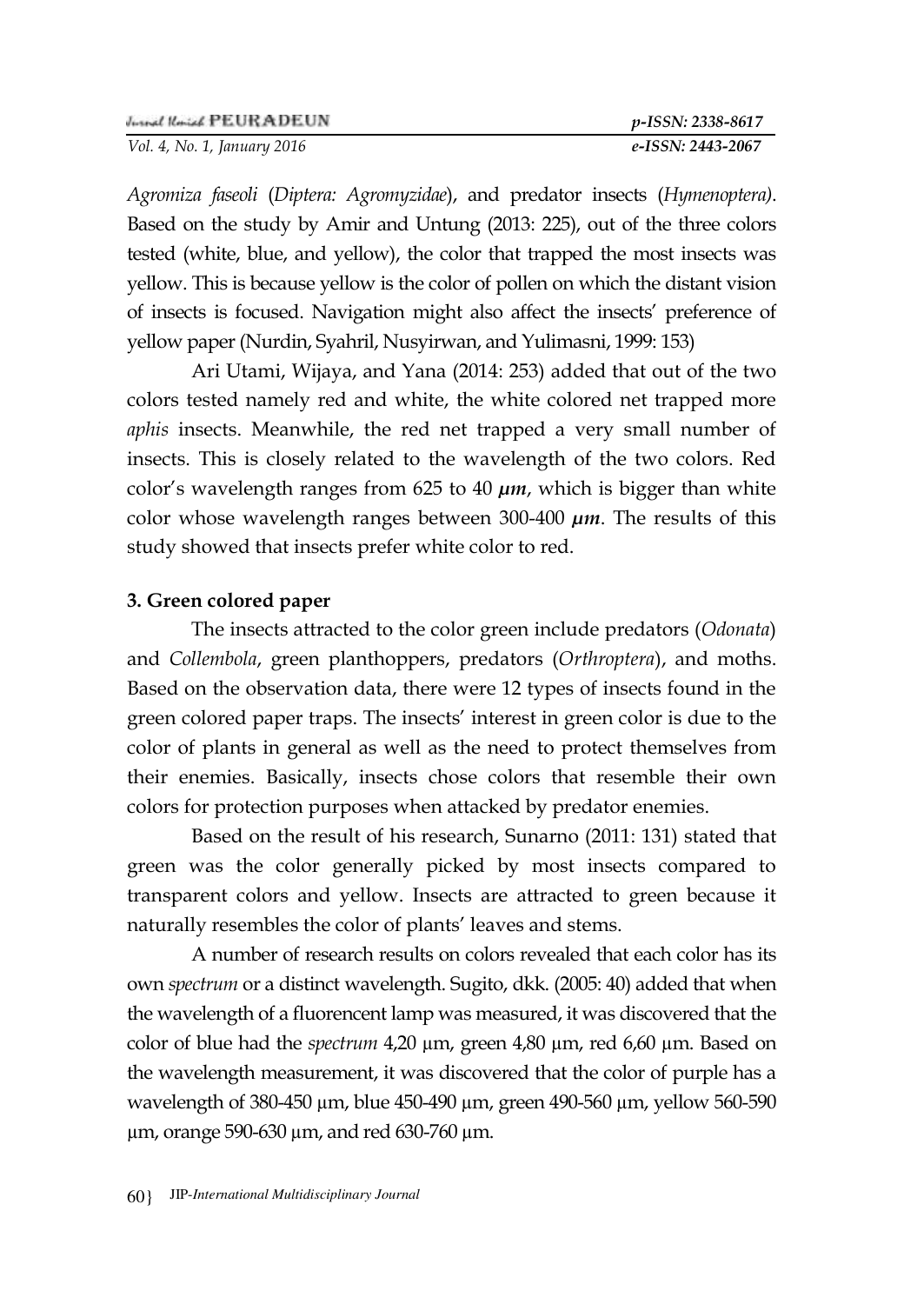*Agromiza faseoli* (*Diptera: Agromyzidae*), and predator insects (*Hymenoptera)*. Based on the study by Amir and Untung (2013: 225), out of the three colors tested (white, blue, and yellow), the color that trapped the most insects was yellow. This is because yellow is the color of pollen on which the distant vision of insects is focused. Navigation might also affect the insects' preference of yellow paper (Nurdin, Syahril, Nusyirwan, and Yulimasni, 1999: 153)

Ari Utami, Wijaya, and Yana (2014: 253) added that out of the two colors tested namely red and white, the white colored net trapped more *aphis* insects. Meanwhile, the red net trapped a very small number of insects. This is closely related to the wavelength of the two colors. Red color's wavelength ranges from 625 to 40 ***µm***, which is bigger than white color whose wavelength ranges between 300-400 ***µm***. The results of this study showed that insects prefer white color to red.

**3. Green colored paper**

The insects attracted to the color green include predators (*Odonata*) and *Collembola*, green planthoppers, predators (*Orthroptera*), and moths. Based on the observation data, there were 12 types of insects found in the green colored paper traps. The insects' interest in green color is due to the color of plants in general as well as the need to protect themselves from their enemies. Basically, insects chose colors that resemble their own colors for protection purposes when attacked by predator enemies.

Based on the result of his research, Sunarno (2011: 131) stated that green was the color generally picked by most insects compared to transparent colors and yellow. Insects are attracted to green because it naturally resembles the color of plants' leaves and stems.

A number of research results on colors revealed that each color has its own *spectrum* or a distinct wavelength. Sugito, dkk. (2005: 40) added that when the wavelength of a fluorencent lamp was measured, it was discovered that the color of blue had the *spectrum* 4,20 µm, green 4,80 µm, red 6,60 µm. Based on the wavelength measurement, it was discovered that the color of purple has a wavelength of 380-450 µm, blue 450-490 µm, green 490-560 µm, yellow 560-590 µm, orange 590-630 µm, and red 630-760 µm.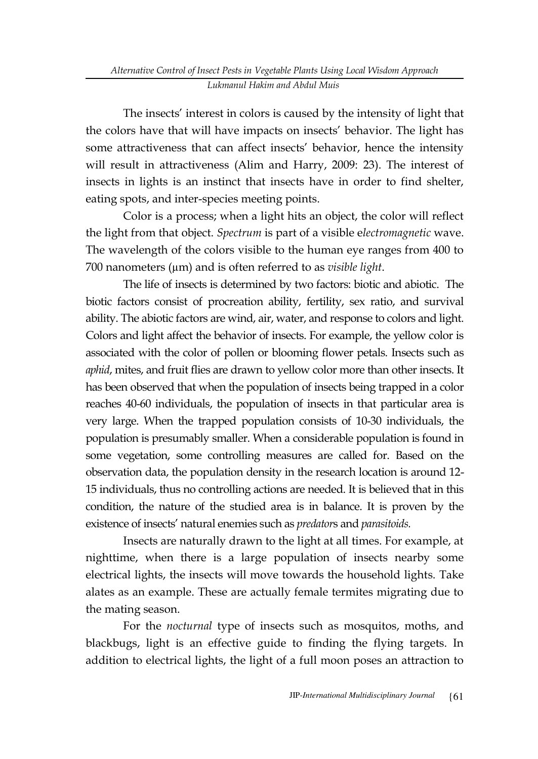The insects' interest in colors is caused by the intensity of light that the colors have that will have impacts on insects' behavior. The light has some attractiveness that can affect insects' behavior, hence the intensity will result in attractiveness (Alim and Harry, 2009: 23). The interest of insects in lights is an instinct that insects have in order to find shelter, eating spots, and inter-species meeting points.

Color is a process; when a light hits an object, the color will reflect the light from that object. *Spectrum* is part of a visible e*lectromagnetic* wave. The wavelength of the colors visible to the human eye ranges from 400 to 700 nanometers (μm) and is often referred to as *visible light*.

The life of insects is determined by two factors: biotic and abiotic. The biotic factors consist of procreation ability, fertility, sex ratio, and survival ability. The abiotic factors are wind, air, water, and response to colors and light. Colors and light affect the behavior of insects. For example, the yellow color is associated with the color of pollen or blooming flower petals. Insects such as *aphid*, mites, and fruit flies are drawn to yellow color more than other insects. It has been observed that when the population of insects being trapped in a color reaches 40-60 individuals, the population of insects in that particular area is very large. When the trapped population consists of 10-30 individuals, the population is presumably smaller. When a considerable population is found in some vegetation, some controlling measures are called for. Based on the observation data, the population density in the research location is around 12-15 individuals, thus no controlling actions are needed. It is believed that in this condition, the nature of the studied area is in balance. It is proven by the existence of insects' natural enemies such as *predator*s and *parasitoids.*

Insects are naturally drawn to the light at all times. For example, at nighttime, when there is a large population of insects nearby some electrical lights, the insects will move towards the household lights. Take alates as an example. These are actually female termites migrating due to the mating season.

For the *nocturnal* type of insects such as mosquitos, moths, and blackbugs, light is an effective guide to finding the flying targets. In addition to electrical lights, the light of a full moon poses an attraction to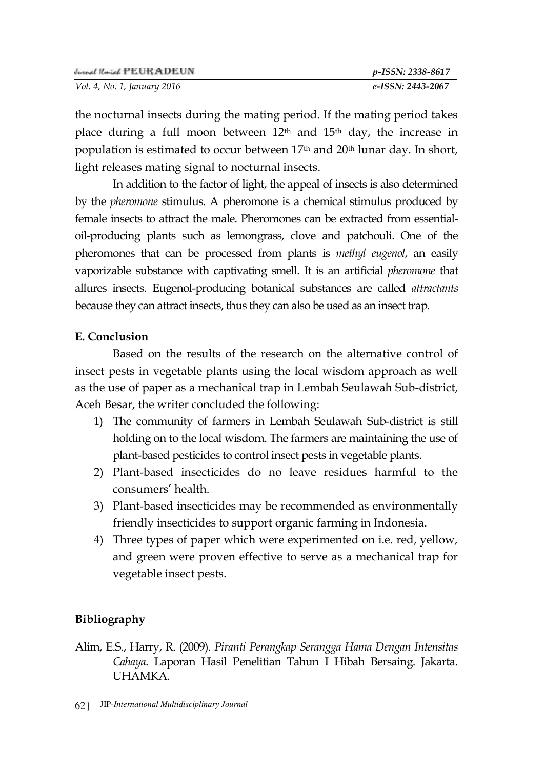the nocturnal insects during the mating period. If the mating period takes place during a full moon between 12th and 15th day, the increase in population is estimated to occur between 17th and 20th lunar day. In short, light releases mating signal to nocturnal insects.

In addition to the factor of light, the appeal of insects is also determined by the *pheromone* stimulus. A pheromone is a chemical stimulus produced by female insects to attract the male. Pheromones can be extracted from essential-oil-producing plants such as lemongrass, clove and patchouli. One of the pheromones that can be processed from plants is *methyl eugenol*, an easily vaporizable substance with captivating smell. It is an artificial *pheromone* that allures insects. Eugenol-producing botanical substances are called *attractants* because they can attract insects, thus they can also be used as an insect trap.

## E. Conclusion

Based on the results of the research on the alternative control of insect pests in vegetable plants using the local wisdom approach as well as the use of paper as a mechanical trap in Lembah Seulawah Sub-district, Aceh Besar, the writer concluded the following:

1) The community of farmers in Lembah Seulawah Sub-district is still holding on to the local wisdom. The farmers are maintaining the use of plant-based pesticides to control insect pests in vegetable plants.
2) Plant-based insecticides do no leave residues harmful to the consumers' health.
3) Plant-based insecticides may be recommended as environmentally friendly insecticides to support organic farming in Indonesia.
4) Three types of paper which were experimented on i.e. red, yellow, and green were proven effective to serve as a mechanical trap for vegetable insect pests.

## Bibliography

Alim, E.S., Harry, R. (2009). *Piranti Perangkap Serangga Hama Dengan Intensitas Cahaya*. Laporan Hasil Penelitian Tahun I Hibah Bersaing. Jakarta. UHAMKA.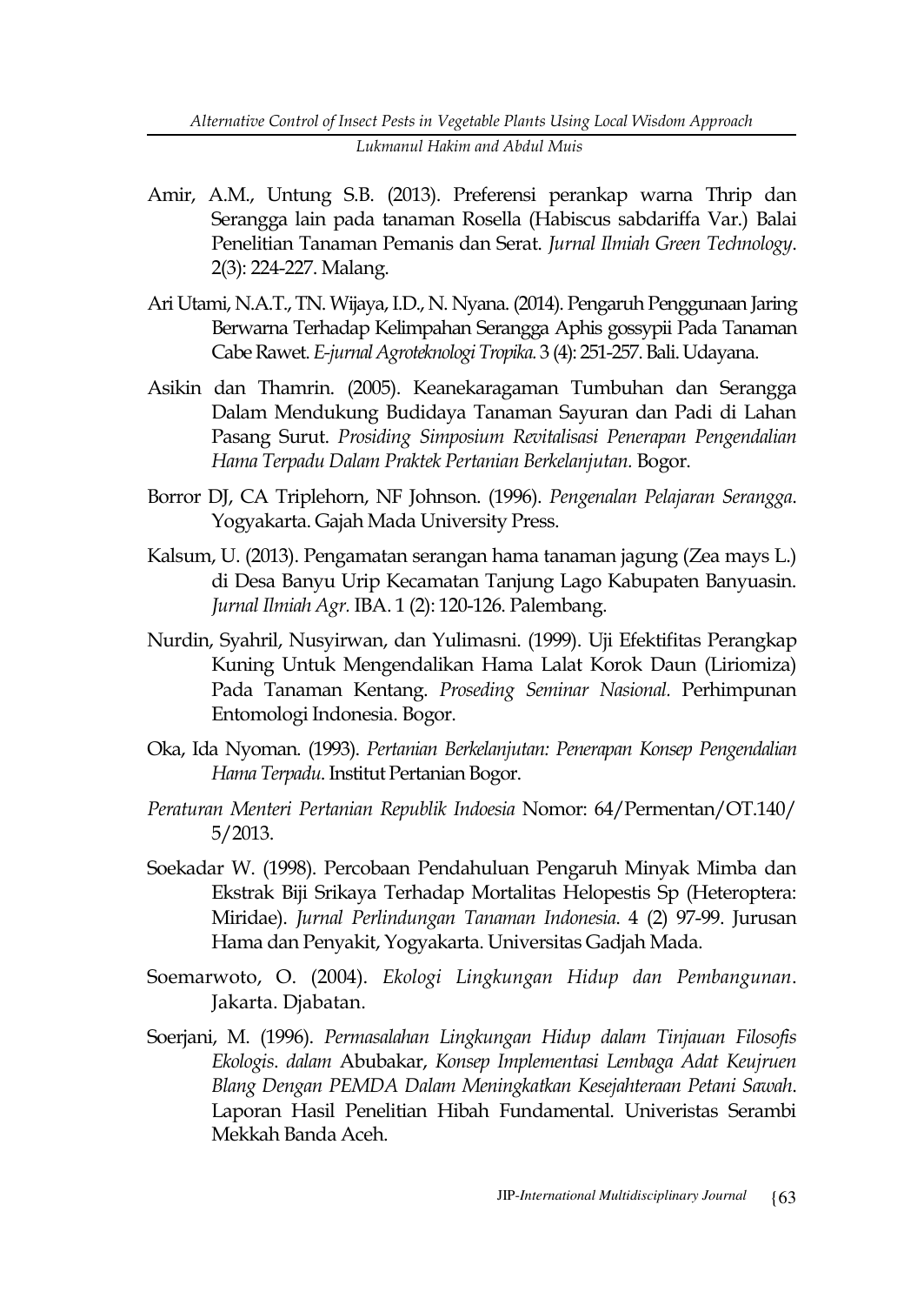Amir, A.M., Untung S.B. (2013). Preferensi perankap warna Thrip dan Serangga lain pada tanaman Rosella (Habiscus sabdariffa Var.) Balai Penelitian Tanaman Pemanis dan Serat. *Jurnal Ilmiah Green Technology*. 2(3): 224-227. Malang.

Ari Utami, N.A.T., TN. Wijaya, I.D., N. Nyana. (2014). Pengaruh Penggunaan Jaring Berwarna Terhadap Kelimpahan Serangga Aphis gossypii Pada Tanaman Cabe Rawet. *E-jurnal Agroteknologi Tropika*. 3 (4): 251-257. Bali. Udayana.

Asikin dan Thamrin. (2005). Keanekaragaman Tumbuhan dan Serangga Dalam Mendukung Budidaya Tanaman Sayuran dan Padi di Lahan Pasang Surut. *Prosiding Simposium Revitalisasi Penerapan Pengendalian Hama Terpadu Dalam Praktek Pertanian Berkelanjutan*. Bogor.

Borror DJ, CA Triplehorn, NF Johnson. (1996). *Pengenalan Pelajaran Serangga*. Yogyakarta. Gajah Mada University Press.

Kalsum, U. (2013). Pengamatan serangan hama tanaman jagung (Zea mays L.) di Desa Banyu Urip Kecamatan Tanjung Lago Kabupaten Banyuasin. *Jurnal Ilmiah Agr.* IBA. 1 (2): 120-126. Palembang.

Nurdin, Syahril, Nusyirwan, dan Yulimasni. (1999). Uji Efektifitas Perangkap Kuning Untuk Mengendalikan Hama Lalat Korok Daun (Liriomiza) Pada Tanaman Kentang. *Proseding Seminar Nasional*. Perhimpunan Entomologi Indonesia. Bogor.

Oka, Ida Nyoman. (1993). *Pertanian Berkelanjutan: Penerapan Konsep Pengendalian Hama Terpadu*. Institut Pertanian Bogor.

*Peraturan Menteri Pertanian Republik Indoesia* Nomor: 64/Permentan/OT.140/5/2013.

Soekadar W. (1998). Percobaan Pendahuluan Pengaruh Minyak Mimba dan Ekstrak Biji Srikaya Terhadap Mortalitas Helopestis Sp (Heteroptera: Miridae). *Jurnal Perlindungan Tanaman Indonesia*. 4 (2) 97-99. Jurusan Hama dan Penyakit, Yogyakarta. Universitas Gadjah Mada.

Soemarwoto, O. (2004). *Ekologi Lingkungan Hidup dan Pembangunan*. Jakarta. Djabatan.

Soerjani, M. (1996). *Permasalahan Lingkungan Hidup dalam Tinjauan Filosofis Ekologis*. *dalam* Abubakar, *Konsep Implementasi Lembaga Adat Keujruen Blang Dengan PEMDA Dalam Meningkatkan Kesejahteraan Petani Sawah*. Laporan Hasil Penelitian Hibah Fundamental. Univeristas Serambi Mekkah Banda Aceh.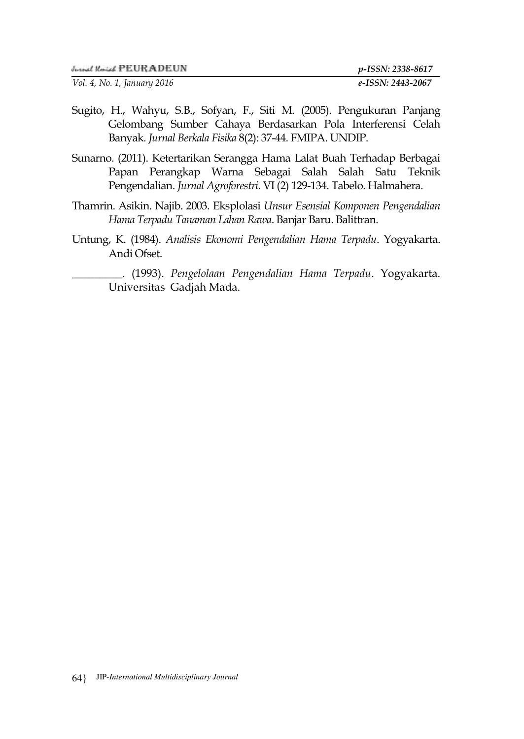Sugito, H., Wahyu, S.B., Sofyan, F., Siti M. (2005). Pengukuran Panjang Gelombang Sumber Cahaya Berdasarkan Pola Interferensi Celah Banyak. *Jurnal Berkala Fisika* 8(2): 37-44. FMIPA. UNDIP.

Sunarno. (2011). Ketertarikan Serangga Hama Lalat Buah Terhadap Berbagai Papan Perangkap Warna Sebagai Salah Salah Satu Teknik Pengendalian. *Jurnal Agroforestri.* VI (2) 129-134. Tabelo. Halmahera.

Thamrin. Asikin. Najib. 2003. Eksplolasi *Unsur Esensial Komponen Pengendalian Hama Terpadu Tanaman Lahan Rawa*. Banjar Baru. Balittran.

Untung, K. (1984). *Analisis Ekonomi Pengendalian Hama Terpadu*. Yogyakarta. Andi Ofset.

_________. (1993). *Pengelolaan Pengendalian Hama Terpadu*. Yogyakarta. Universitas Gadjah Mada.